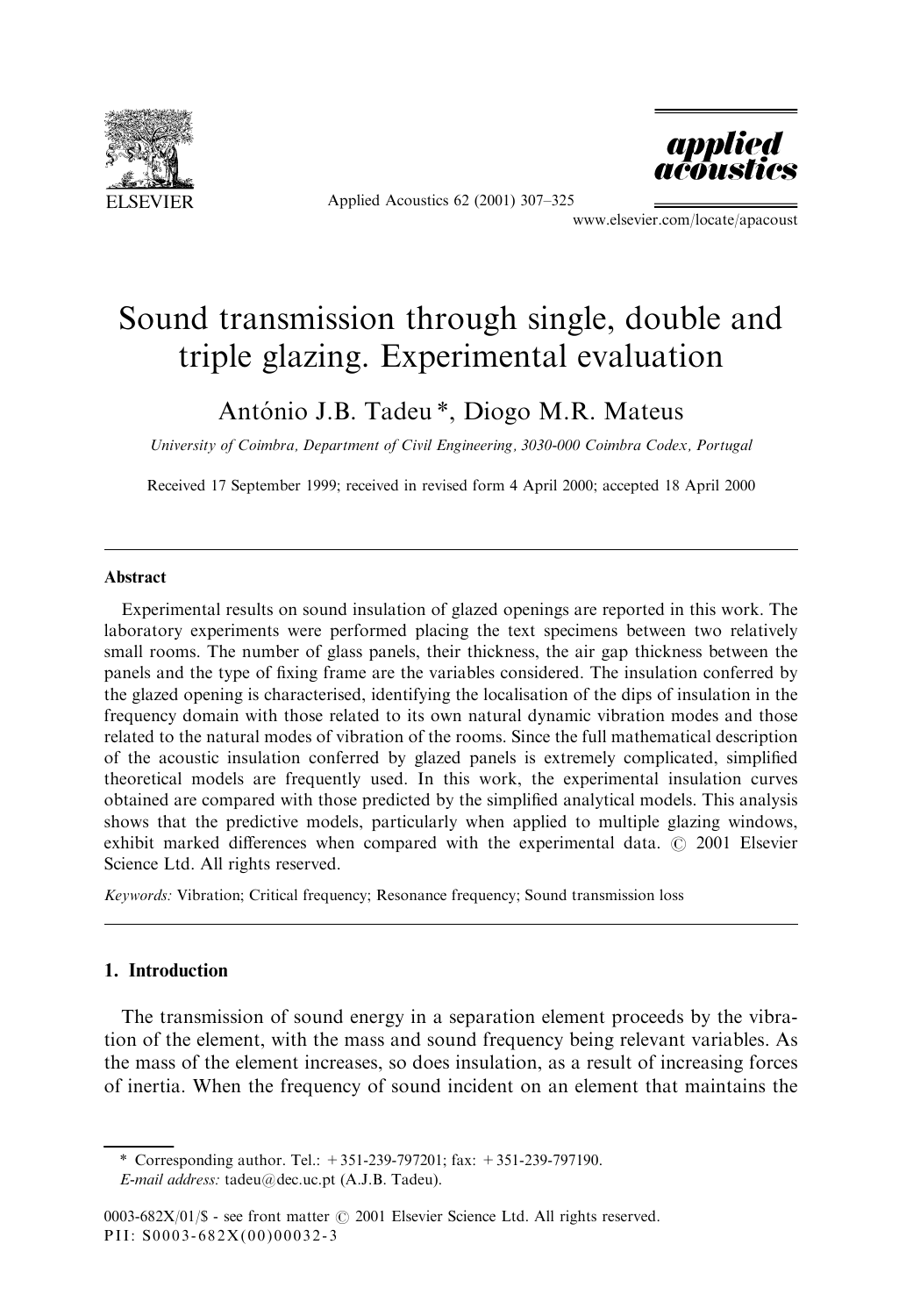# Sound transmission through single, double and triple glazing. Experimental evaluation

António J.B. Tadeu *, Diogo M.R. Mateus

*University of Coimbra, Department of Civil Engineering, 3030-000 Coimbra Codex, Portugal*

Received 17 September 1999; received in revised form 4 April 2000; accepted 18 April 2000

## Abstract

Experimental results on sound insulation of glazed openings are reported in this work. The laboratory experiments were performed placing the text specimens between two relatively small rooms. The number of glass panels, their thickness, the air gap thickness between the panels and the type of fixing frame are the variables considered. The insulation conferred by the glazed opening is characterised, identifying the localisation of the dips of insulation in the frequency domain with those related to its own natural dynamic vibration modes and those related to the natural modes of vibration of the rooms. Since the full mathematical description of the acoustic insulation conferred by glazed panels is extremely complicated, simplified theoretical models are frequently used. In this work, the experimental insulation curves obtained are compared with those predicted by the simplified analytical models. This analysis shows that the predictive models, particularly when applied to multiple glazing windows, exhibit marked differences when compared with the experimental data. © 2001 Elsevier Science Ltd. All rights reserved.

*Keywords:* Vibration; Critical frequency; Resonance frequency; Sound transmission loss

## 1. Introduction

The transmission of sound energy in a separation element proceeds by the vibration of the element, with the mass and sound frequency being relevant variables. As the mass of the element increases, so does insulation, as a result of increasing forces of inertia. When the frequency of sound incident on an element that maintains the

\* Corresponding author. Tel.: +351-239-797201; fax: +351-239-797190.
*E-mail address:* tadeu@dec.uc.pt (A.J.B. Tadeu).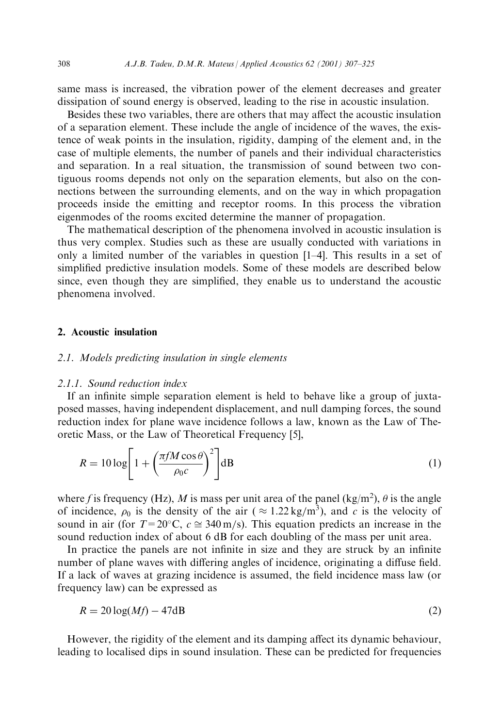same mass is increased, the vibration power of the element decreases and greater dissipation of sound energy is observed, leading to the rise in acoustic insulation.

Besides these two variables, there are others that may affect the acoustic insulation of a separation element. These include the angle of incidence of the waves, the existence of weak points in the insulation, rigidity, damping of the element and, in the case of multiple elements, the number of panels and their individual characteristics and separation. In a real situation, the transmission of sound between two contiguous rooms depends not only on the separation elements, but also on the connections between the surrounding elements, and on the way in which propagation proceeds inside the emitting and receptor rooms. In this process the vibration eigenmodes of the rooms excited determine the manner of propagation.

The mathematical description of the phenomena involved in acoustic insulation is thus very complex. Studies such as these are usually conducted with variations in only a limited number of the variables in question [1–4]. This results in a set of simplified predictive insulation models. Some of these models are described below since, even though they are simplified, they enable us to understand the acoustic phenomena involved.

## 2. Acoustic insulation

### 2.1. Models predicting insulation in single elements

#### 2.1.1. Sound reduction index

If an infinite simple separation element is held to behave like a group of juxtaposed masses, having independent displacement, and null damping forces, the sound reduction index for plane wave incidence follows a law, known as the Law of Theoretic Mass, or the Law of Theoretical Frequency [5],

$$R = 10\log\left[1 + \left(\frac{\pi f M \cos\theta}{\rho_0 c}\right)^2\right]\text{dB} \tag{1}$$

where $f$ is frequency (Hz), $M$ is mass per unit area of the panel (kg/m$^2$), $\theta$ is the angle of incidence, $\rho_0$ is the density of the air ($\approx 1.22\,\text{kg/m}^3$), and $c$ is the velocity of sound in air (for $T = 20°\text{C}$, $c \cong 340\,\text{m/s}$). This equation predicts an increase in the sound reduction index of about 6 dB for each doubling of the mass per unit area.

In practice the panels are not infinite in size and they are struck by an infinite number of plane waves with differing angles of incidence, originating a diffuse field. If a lack of waves at grazing incidence is assumed, the field incidence mass law (or frequency law) can be expressed as

$$R = 20\log(Mf) - 47\text{dB} \tag{2}$$

However, the rigidity of the element and its damping affect its dynamic behaviour, leading to localised dips in sound insulation. These can be predicted for frequencies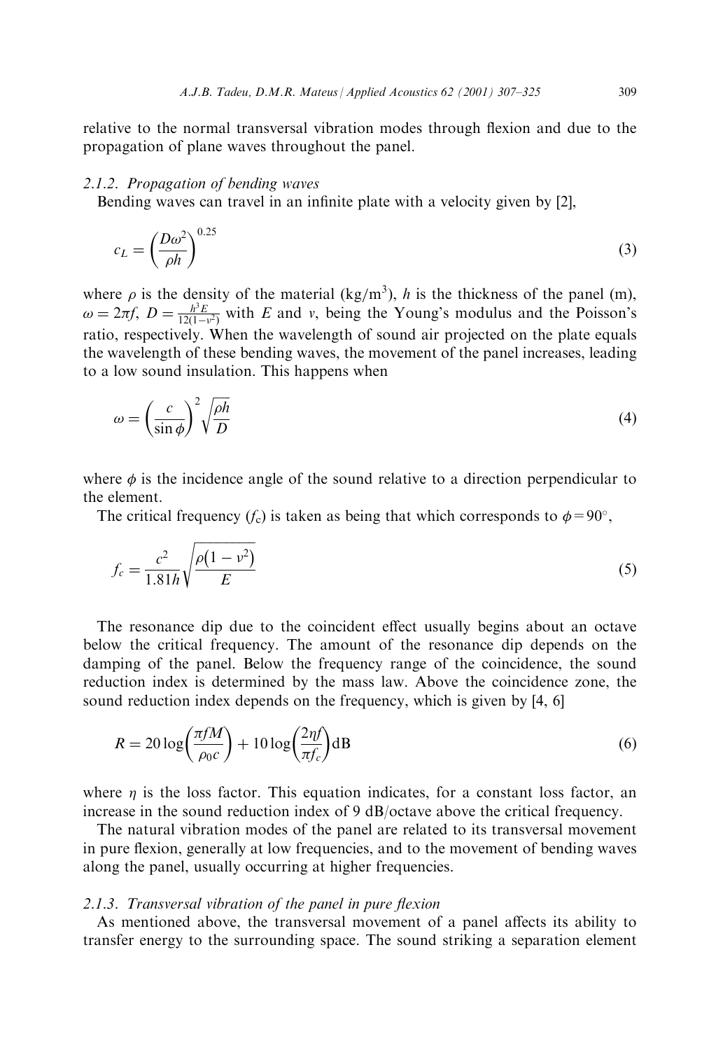relative to the normal transversal vibration modes through flexion and due to the propagation of plane waves throughout the panel.

### 2.1.2. Propagation of bending waves

Bending waves can travel in an infinite plate with a velocity given by [2],

$$c_L = \left(\frac{D\omega^2}{\rho h}\right)^{0.25} \tag{3}$$

where $\rho$ is the density of the material (kg/m$^3$), $h$ is the thickness of the panel (m), $\omega = 2\pi f$, $D = \frac{h^3 E}{12(1-v^2)}$ with $E$ and $v$, being the Young's modulus and the Poisson's ratio, respectively. When the wavelength of sound air projected on the plate equals the wavelength of these bending waves, the movement of the panel increases, leading to a low sound insulation. This happens when

$$\omega = \left(\frac{c}{\sin\phi}\right)^2 \sqrt{\frac{\rho h}{D}} \tag{4}$$

where $\phi$ is the incidence angle of the sound relative to a direction perpendicular to the element.

The critical frequency ($f_c$) is taken as being that which corresponds to $\phi = 90°$,

$$f_c = \frac{c^2}{1.81h}\sqrt{\frac{\rho\left(1-v^2\right)}{E}} \tag{5}$$

The resonance dip due to the coincident effect usually begins about an octave below the critical frequency. The amount of the resonance dip depends on the damping of the panel. Below the frequency range of the coincidence, the sound reduction index is determined by the mass law. Above the coincidence zone, the sound reduction index depends on the frequency, which is given by [4, 6]

$$R = 20\log\left(\frac{\pi f M}{\rho_0 c}\right) + 10\log\left(\frac{2\eta f}{\pi f_c}\right)\mathrm{dB} \tag{6}$$

where $\eta$ is the loss factor. This equation indicates, for a constant loss factor, an increase in the sound reduction index of 9 dB/octave above the critical frequency.

The natural vibration modes of the panel are related to its transversal movement in pure flexion, generally at low frequencies, and to the movement of bending waves along the panel, usually occurring at higher frequencies.

### 2.1.3. Transversal vibration of the panel in pure flexion

As mentioned above, the transversal movement of a panel affects its ability to transfer energy to the surrounding space. The sound striking a separation element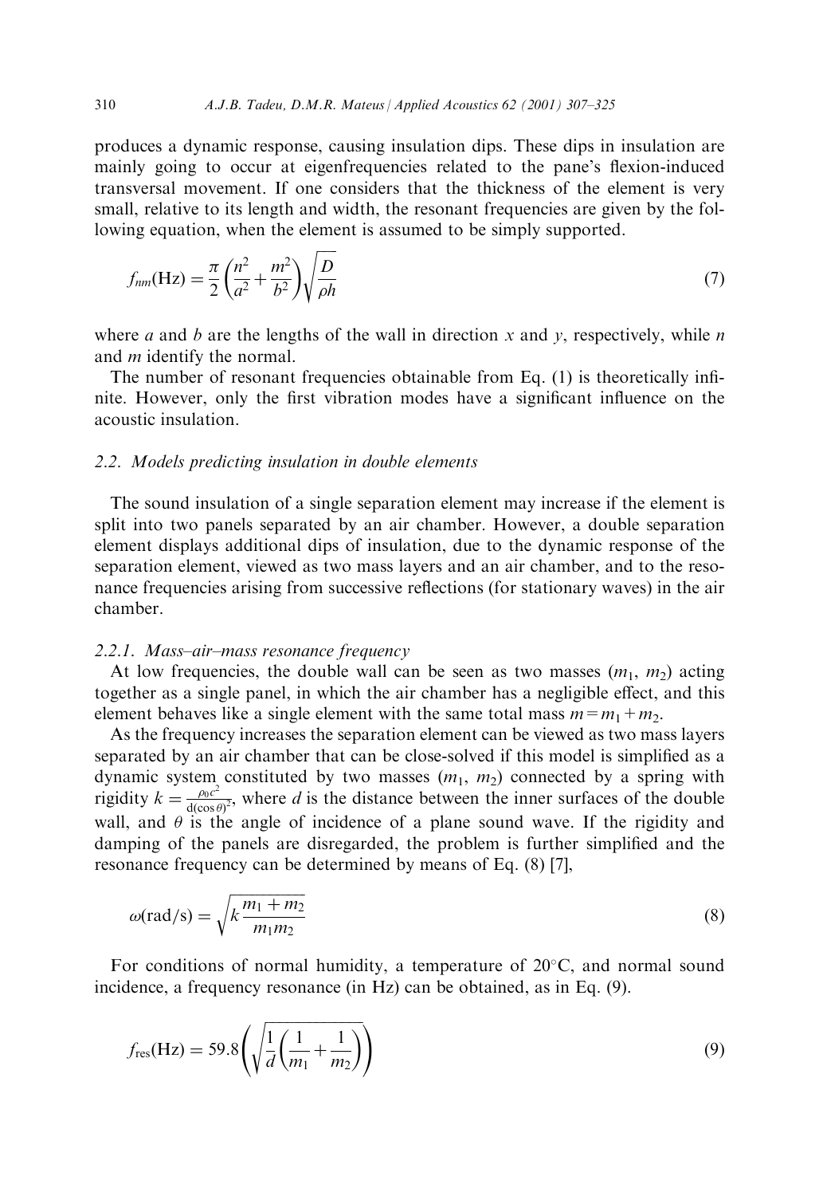produces a dynamic response, causing insulation dips. These dips in insulation are mainly going to occur at eigenfrequencies related to the pane's flexion-induced transversal movement. If one considers that the thickness of the element is very small, relative to its length and width, the resonant frequencies are given by the following equation, when the element is assumed to be simply supported.

$$f_{nm}(\mathrm{Hz}) = \frac{\pi}{2}\left(\frac{n^2}{a^2} + \frac{m^2}{b^2}\right)\sqrt{\frac{D}{\rho h}} \tag{7}$$

where $a$ and $b$ are the lengths of the wall in direction $x$ and $y$, respectively, while $n$ and $m$ identify the normal.

The number of resonant frequencies obtainable from Eq. (1) is theoretically infinite. However, only the first vibration modes have a significant influence on the acoustic insulation.

### 2.2. Models predicting insulation in double elements

The sound insulation of a single separation element may increase if the element is split into two panels separated by an air chamber. However, a double separation element displays additional dips of insulation, due to the dynamic response of the separation element, viewed as two mass layers and an air chamber, and to the resonance frequencies arising from successive reflections (for stationary waves) in the air chamber.

#### 2.2.1. Mass–air–mass resonance frequency

At low frequencies, the double wall can be seen as two masses ($m_1$, $m_2$) acting together as a single panel, in which the air chamber has a negligible effect, and this element behaves like a single element with the same total mass $m = m_1 + m_2$.

As the frequency increases the separation element can be viewed as two mass layers separated by an air chamber that can be close-solved if this model is simplified as a dynamic system constituted by two masses ($m_1$, $m_2$) connected by a spring with rigidity $k = \frac{\rho_0 c^2}{\mathrm{d}(\cos\theta)^2}$, where $d$ is the distance between the inner surfaces of the double wall, and $\theta$ is the angle of incidence of a plane sound wave. If the rigidity and damping of the panels are disregarded, the problem is further simplified and the resonance frequency can be determined by means of Eq. (8) [7],

$$\omega(\mathrm{rad/s}) = \sqrt{k\frac{m_1 + m_2}{m_1 m_2}} \tag{8}$$

For conditions of normal humidity, a temperature of 20°C, and normal sound incidence, a frequency resonance (in Hz) can be obtained, as in Eq. (9).

$$f_{\mathrm{res}}(\mathrm{Hz}) = 59.8\left(\sqrt{\frac{1}{d}\left(\frac{1}{m_1} + \frac{1}{m_2}\right)}\right) \tag{9}$$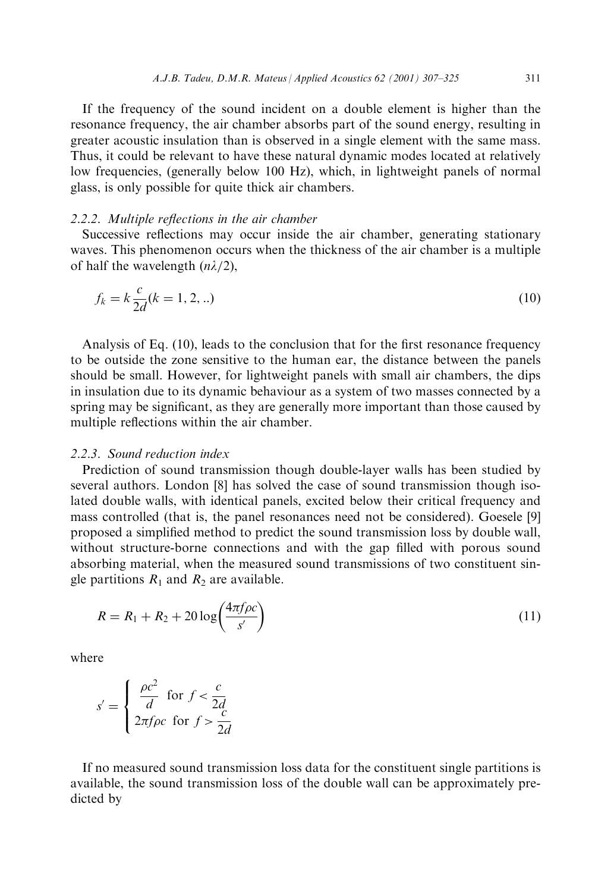If the frequency of the sound incident on a double element is higher than the resonance frequency, the air chamber absorbs part of the sound energy, resulting in greater acoustic insulation than is observed in a single element with the same mass. Thus, it could be relevant to have these natural dynamic modes located at relatively low frequencies, (generally below 100 Hz), which, in lightweight panels of normal glass, is only possible for quite thick air chambers.

### *2.2.2. Multiple reflections in the air chamber*

Successive reflections may occur inside the air chamber, generating stationary waves. This phenomenon occurs when the thickness of the air chamber is a multiple of half the wavelength ($n\lambda/2$),

$$f_k = k\frac{c}{2d}(k = 1, 2, ..) \tag{10}$$

Analysis of Eq. (10), leads to the conclusion that for the first resonance frequency to be outside the zone sensitive to the human ear, the distance between the panels should be small. However, for lightweight panels with small air chambers, the dips in insulation due to its dynamic behaviour as a system of two masses connected by a spring may be significant, as they are generally more important than those caused by multiple reflections within the air chamber.

### *2.2.3. Sound reduction index*

Prediction of sound transmission though double-layer walls has been studied by several authors. London [8] has solved the case of sound transmission though isolated double walls, with identical panels, excited below their critical frequency and mass controlled (that is, the panel resonances need not be considered). Goesele [9] proposed a simplified method to predict the sound transmission loss by double wall, without structure-borne connections and with the gap filled with porous sound absorbing material, when the measured sound transmissions of two constituent single partitions $R_1$ and $R_2$ are available.

$$R = R_1 + R_2 + 20\log\left(\frac{4\pi f\rho c}{s'}\right) \tag{11}$$

where

$$s' = \begin{cases} \dfrac{\rho c^2}{d} & \text{for } f < \dfrac{c}{2d} \\ 2\pi f\rho c & \text{for } f > \dfrac{c}{2d} \end{cases}$$

If no measured sound transmission loss data for the constituent single partitions is available, the sound transmission loss of the double wall can be approximately predicted by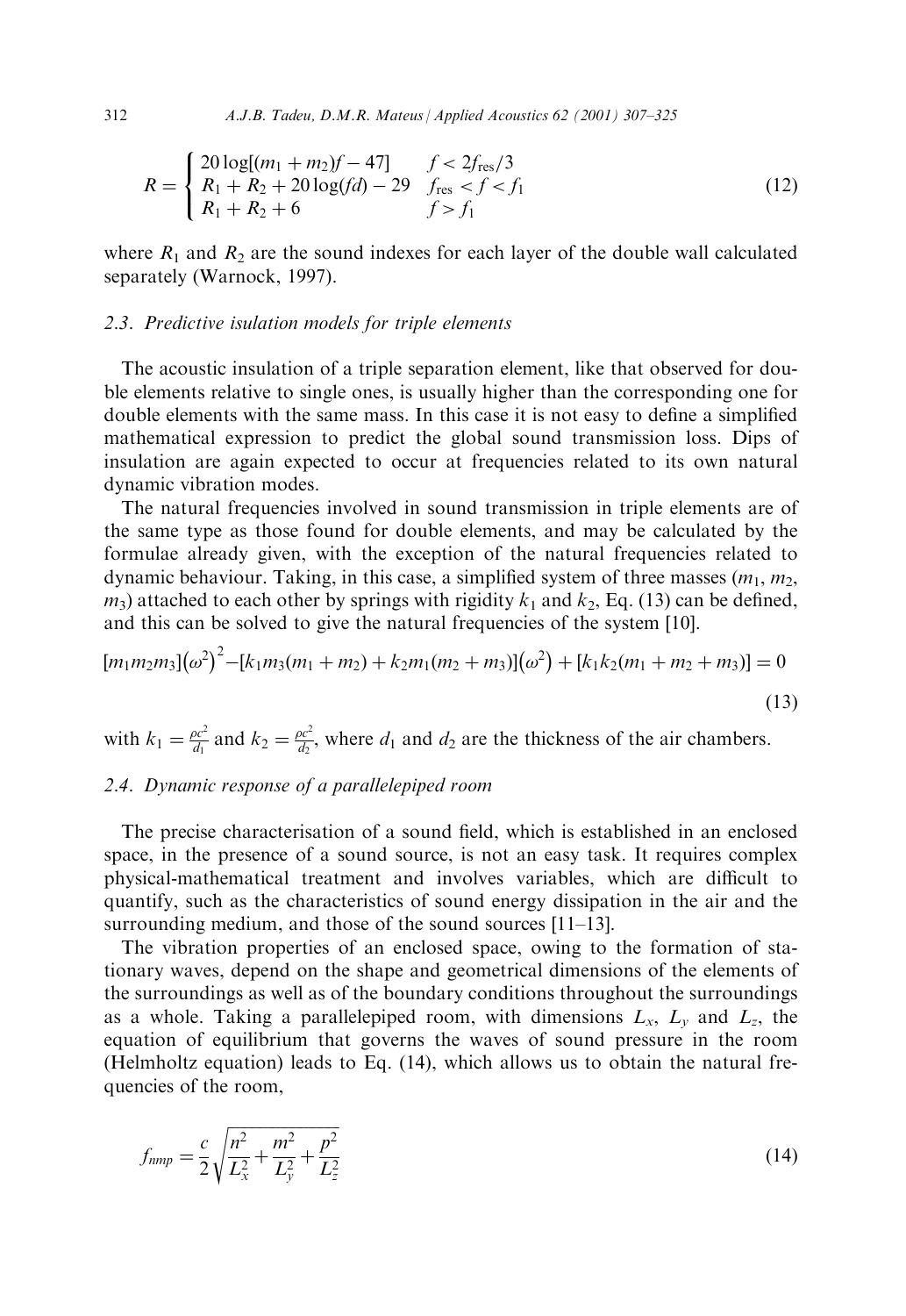$$R = \begin{cases} 20\log[(m_1 + m_2)f - 47] & f < 2f_{\mathrm{res}}/3 \\ R_1 + R_2 + 20\log(fd) - 29 & f_{\mathrm{res}} < f < f_1 \\ R_1 + R_2 + 6 & f > f_1 \end{cases} \tag{12}$$

where $R_1$ and $R_2$ are the sound indexes for each layer of the double wall calculated separately (Warnock, 1997).

### 2.3. Predictive isulation models for triple elements

The acoustic insulation of a triple separation element, like that observed for double elements relative to single ones, is usually higher than the corresponding one for double elements with the same mass. In this case it is not easy to define a simplified mathematical expression to predict the global sound transmission loss. Dips of insulation are again expected to occur at frequencies related to its own natural dynamic vibration modes.

The natural frequencies involved in sound transmission in triple elements are of the same type as those found for double elements, and may be calculated by the formulae already given, with the exception of the natural frequencies related to dynamic behaviour. Taking, in this case, a simplified system of three masses ($m_1$, $m_2$, $m_3$) attached to each other by springs with rigidity $k_1$ and $k_2$, Eq. (13) can be defined, and this can be solved to give the natural frequencies of the system [10].

$$[m_1 m_2 m_3]\left(\omega^2\right)^2 - [k_1 m_3(m_1 + m_2) + k_2 m_1(m_2 + m_3)]\left(\omega^2\right) + [k_1 k_2(m_1 + m_2 + m_3)] = 0 \tag{13}$$

with $k_1 = \frac{\rho c^2}{d_1}$ and $k_2 = \frac{\rho c^2}{d_2}$, where $d_1$ and $d_2$ are the thickness of the air chambers.

### 2.4. Dynamic response of a parallelepiped room

The precise characterisation of a sound field, which is established in an enclosed space, in the presence of a sound source, is not an easy task. It requires complex physical-mathematical treatment and involves variables, which are difficult to quantify, such as the characteristics of sound energy dissipation in the air and the surrounding medium, and those of the sound sources [11–13].

The vibration properties of an enclosed space, owing to the formation of stationary waves, depend on the shape and geometrical dimensions of the elements of the surroundings as well as of the boundary conditions throughout the surroundings as a whole. Taking a parallelepiped room, with dimensions $L_x$, $L_y$ and $L_z$, the equation of equilibrium that governs the waves of sound pressure in the room (Helmholtz equation) leads to Eq. (14), which allows us to obtain the natural frequencies of the room,

$$f_{nmp} = \frac{c}{2}\sqrt{\frac{n^2}{L_x^2} + \frac{m^2}{L_y^2} + \frac{p^2}{L_z^2}} \tag{14}$$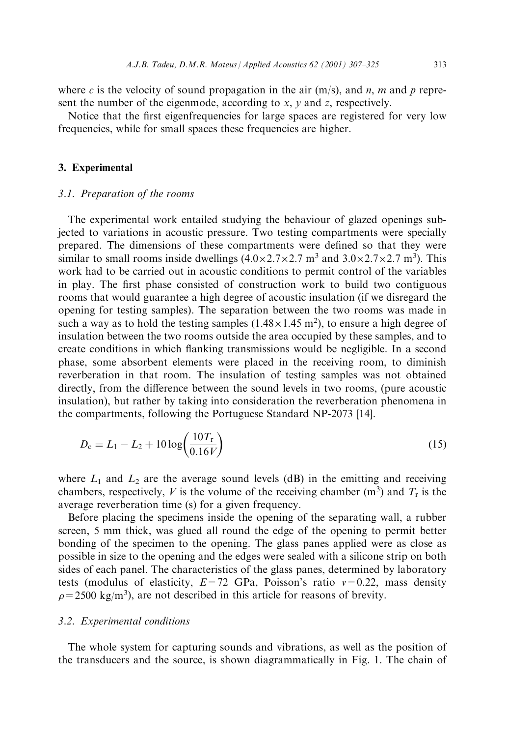where $c$ is the velocity of sound propagation in the air (m/s), and $n$, $m$ and $p$ represent the number of the eigenmode, according to $x$, $y$ and $z$, respectively.

Notice that the first eigenfrequencies for large spaces are registered for very low frequencies, while for small spaces these frequencies are higher.

## 3. Experimental

### 3.1. Preparation of the rooms

The experimental work entailed studying the behaviour of glazed openings subjected to variations in acoustic pressure. Two testing compartments were specially prepared. The dimensions of these compartments were defined so that they were similar to small rooms inside dwellings ($4.0\times2.7\times2.7$ m$^3$ and $3.0\times2.7\times2.7$ m$^3$). This work had to be carried out in acoustic conditions to permit control of the variables in play. The first phase consisted of construction work to build two contiguous rooms that would guarantee a high degree of acoustic insulation (if we disregard the opening for testing samples). The separation between the two rooms was made in such a way as to hold the testing samples ($1.48\times1.45$ m$^2$), to ensure a high degree of insulation between the two rooms outside the area occupied by these samples, and to create conditions in which flanking transmissions would be negligible. In a second phase, some absorbent elements were placed in the receiving room, to diminish reverberation in that room. The insulation of testing samples was not obtained directly, from the difference between the sound levels in two rooms, (pure acoustic insulation), but rather by taking into consideration the reverberation phenomena in the compartments, following the Portuguese Standard NP-2073 [14].

$$D_c = L_1 - L_2 + 10\log\left(\frac{10T_r}{0.16V}\right) \tag{15}$$

where $L_1$ and $L_2$ are the average sound levels (dB) in the emitting and receiving chambers, respectively, $V$ is the volume of the receiving chamber (m$^3$) and $T_r$ is the average reverberation time (s) for a given frequency.

Before placing the specimens inside the opening of the separating wall, a rubber screen, 5 mm thick, was glued all round the edge of the opening to permit better bonding of the specimen to the opening. The glass panes applied were as close as possible in size to the opening and the edges were sealed with a silicone strip on both sides of each panel. The characteristics of the glass panes, determined by laboratory tests (modulus of elasticity, $E=72$ GPa, Poisson's ratio $v=0.22$, mass density $\rho=2500$ kg/m$^3$), are not described in this article for reasons of brevity.

### 3.2. Experimental conditions

The whole system for capturing sounds and vibrations, as well as the position of the transducers and the source, is shown diagrammatically in Fig. 1. The chain of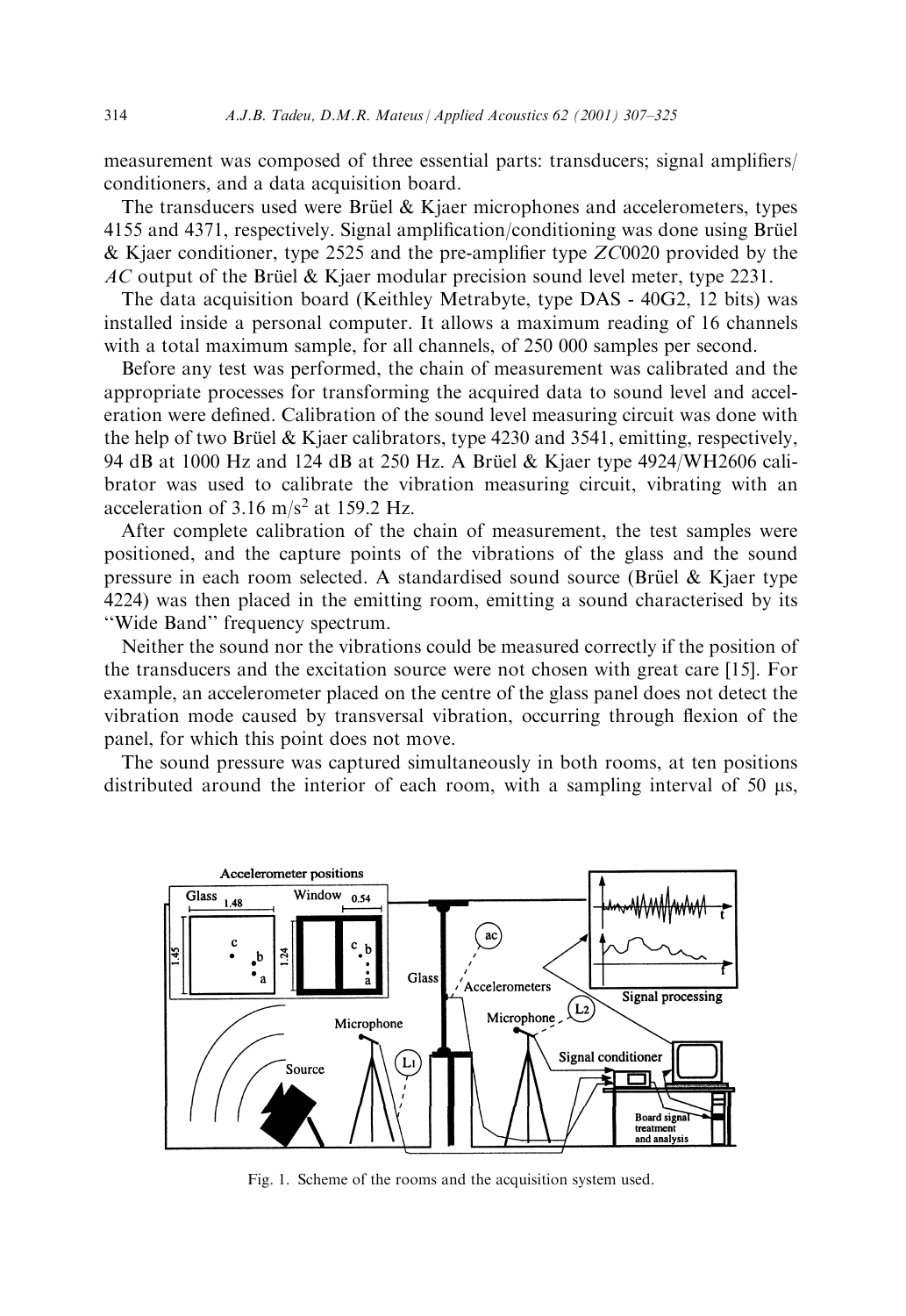measurement was composed of three essential parts: transducers; signal amplifiers/conditioners, and a data acquisition board.

The transducers used were Brüel & Kjaer microphones and accelerometers, types 4155 and 4371, respectively. Signal amplification/conditioning was done using Brüel & Kjaer conditioner, type 2525 and the pre-amplifier type *ZC*0020 provided by the *AC* output of the Brüel & Kjaer modular precision sound level meter, type 2231.

The data acquisition board (Keithley Metrabyte, type DAS - 40G2, 12 bits) was installed inside a personal computer. It allows a maximum reading of 16 channels with a total maximum sample, for all channels, of 250 000 samples per second.

Before any test was performed, the chain of measurement was calibrated and the appropriate processes for transforming the acquired data to sound level and acceleration were defined. Calibration of the sound level measuring circuit was done with the help of two Brüel & Kjaer calibrators, type 4230 and 3541, emitting, respectively, 94 dB at 1000 Hz and 124 dB at 250 Hz. A Brüel & Kjaer type 4924/WH2606 calibrator was used to calibrate the vibration measuring circuit, vibrating with an acceleration of 3.16 m/s$^2$ at 159.2 Hz.

After complete calibration of the chain of measurement, the test samples were positioned, and the capture points of the vibrations of the glass and the sound pressure in each room selected. A standardised sound source (Brüel & Kjaer type 4224) was then placed in the emitting room, emitting a sound characterised by its "Wide Band" frequency spectrum.

Neither the sound nor the vibrations could be measured correctly if the position of the transducers and the excitation source were not chosen with great care [15]. For example, an accelerometer placed on the centre of the glass panel does not detect the vibration mode caused by transversal vibration, occurring through flexion of the panel, for which this point does not move.

The sound pressure was captured simultaneously in both rooms, at ten positions distributed around the interior of each room, with a sampling interval of 50 μs,

Fig. 1. Scheme of the rooms and the acquisition system used.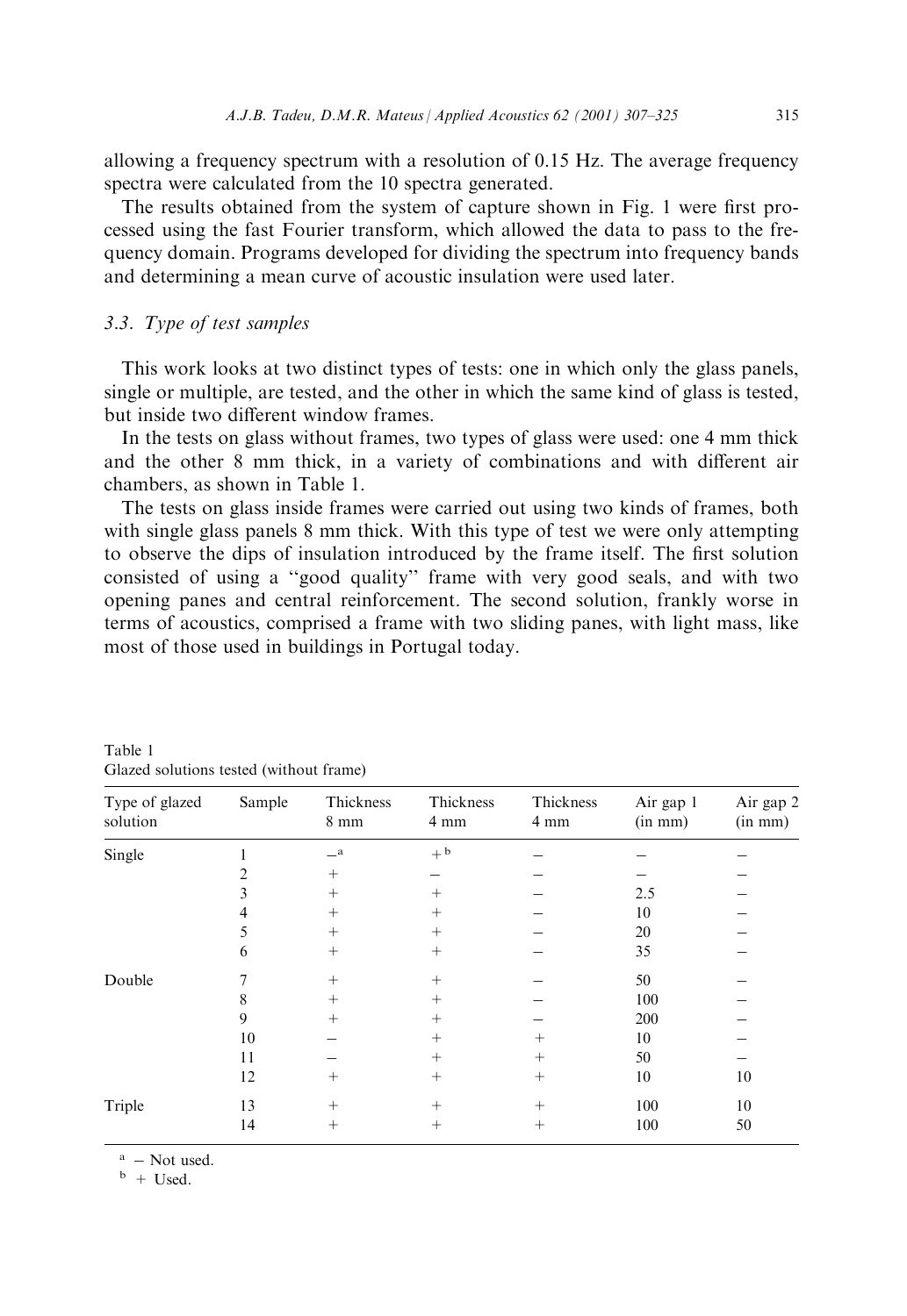allowing a frequency spectrum with a resolution of 0.15 Hz. The average frequency spectra were calculated from the 10 spectra generated.

The results obtained from the system of capture shown in Fig. 1 were first processed using the fast Fourier transform, which allowed the data to pass to the frequency domain. Programs developed for dividing the spectrum into frequency bands and determining a mean curve of acoustic insulation were used later.

### 3.3. Type of test samples

This work looks at two distinct types of tests: one in which only the glass panels, single or multiple, are tested, and the other in which the same kind of glass is tested, but inside two different window frames.

In the tests on glass without frames, two types of glass were used: one 4 mm thick and the other 8 mm thick, in a variety of combinations and with different air chambers, as shown in Table 1.

The tests on glass inside frames were carried out using two kinds of frames, both with single glass panels 8 mm thick. With this type of test we were only attempting to observe the dips of insulation introduced by the frame itself. The first solution consisted of using a "good quality" frame with very good seals, and with two opening panes and central reinforcement. The second solution, frankly worse in terms of acoustics, comprised a frame with two sliding panes, with light mass, like most of those used in buildings in Portugal today.

Table 1
Glazed solutions tested (without frame)

| Type of glazed solution | Sample | Thickness 8 mm | Thickness 4 mm | Thickness 4 mm | Air gap 1 (in mm) | Air gap 2 (in mm) |
|---|---|---|---|---|---|---|
| Single | 1 | –[a] | +[b] | – | – | – |
| | 2 | + | – | – | – | – |
| | 3 | + | + | – | 2.5 | – |
| | 4 | + | + | – | 10 | – |
| | 5 | + | + | – | 20 | – |
| | 6 | + | + | – | 35 | – |
| Double | 7 | + | + | – | 50 | – |
| | 8 | + | + | – | 100 | – |
| | 9 | + | + | – | 200 | – |
| | 10 | – | + | + | 10 | – |
| | 11 | – | + | + | 50 | – |
| | 12 | + | + | + | 10 | 10 |
| Triple | 13 | + | + | + | 100 | 10 |
| | 14 | + | + | + | 100 | 50 |

[a] – Not used.

[b] + Used.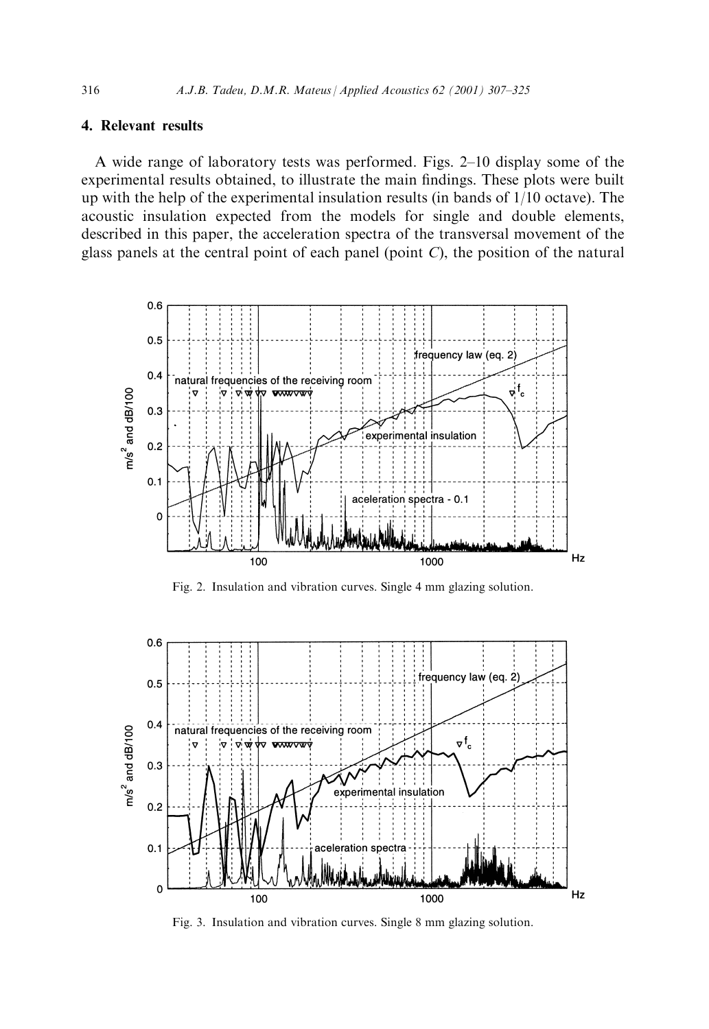## 4. Relevant results

A wide range of laboratory tests was performed. Figs. 2–10 display some of the experimental results obtained, to illustrate the main findings. These plots were built up with the help of the experimental insulation results (in bands of 1/10 octave). The acoustic insulation expected from the models for single and double elements, described in this paper, the acceleration spectra of the transversal movement of the glass panels at the central point of each panel (point *C*), the position of the natural

Fig. 2. Insulation and vibration curves. Single 4 mm glazing solution.

Fig. 3. Insulation and vibration curves. Single 8 mm glazing solution.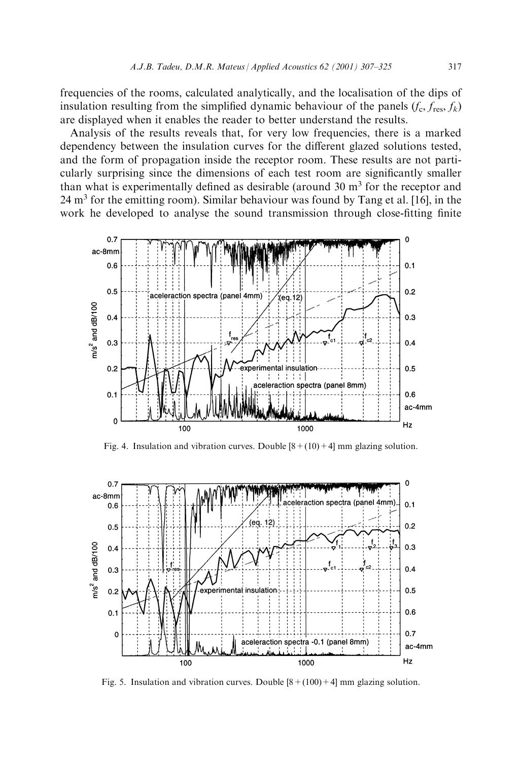frequencies of the rooms, calculated analytically, and the localisation of the dips of insulation resulting from the simplified dynamic behaviour of the panels ($f_c$, $f_{res}$, $f_k$) are displayed when it enables the reader to better understand the results.

Analysis of the results reveals that, for very low frequencies, there is a marked dependency between the insulation curves for the different glazed solutions tested, and the form of propagation inside the receptor room. These results are not particularly surprising since the dimensions of each test room are significantly smaller than what is experimentally defined as desirable (around 30 $m^3$ for the receptor and 24 $m^3$ for the emitting room). Similar behaviour was found by Tang et al. [16], in the work he developed to analyse the sound transmission through close-fitting finite

Fig. 4. Insulation and vibration curves. Double [8 + (10) + 4] mm glazing solution.

Fig. 5. Insulation and vibration curves. Double [8 + (100) + 4] mm glazing solution.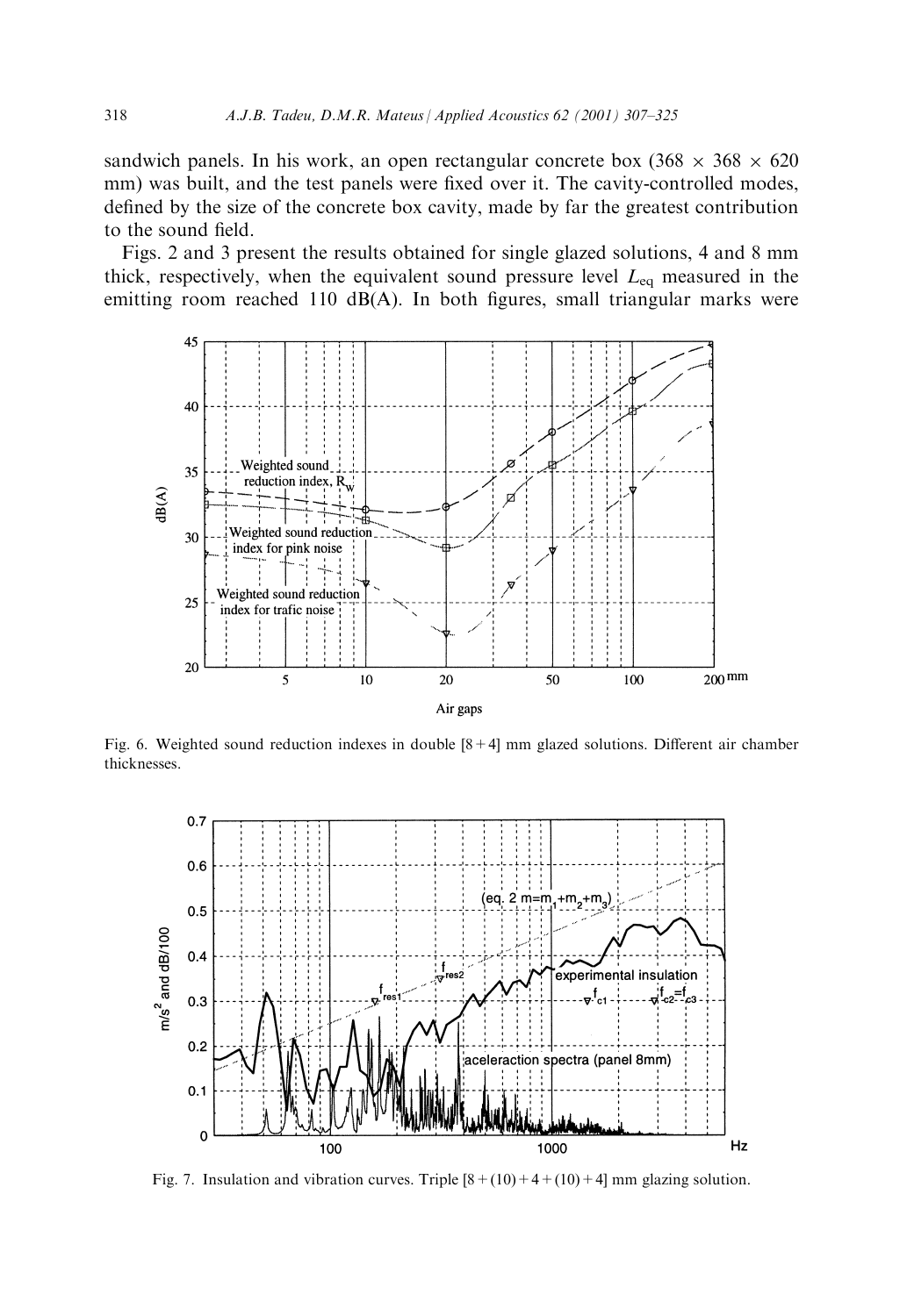sandwich panels. In his work, an open rectangular concrete box (368 × 368 × 620 mm) was built, and the test panels were fixed over it. The cavity-controlled modes, defined by the size of the concrete box cavity, made by far the greatest contribution to the sound field.

Figs. 2 and 3 present the results obtained for single glazed solutions, 4 and 8 mm thick, respectively, when the equivalent sound pressure level $L_{eq}$ measured in the emitting room reached 110 dB(A). In both figures, small triangular marks were

Fig. 6. Weighted sound reduction indexes in double [8 + 4] mm glazed solutions. Different air chamber thicknesses.

Fig. 7. Insulation and vibration curves. Triple [8 + (10) + 4 + (10) + 4] mm glazing solution.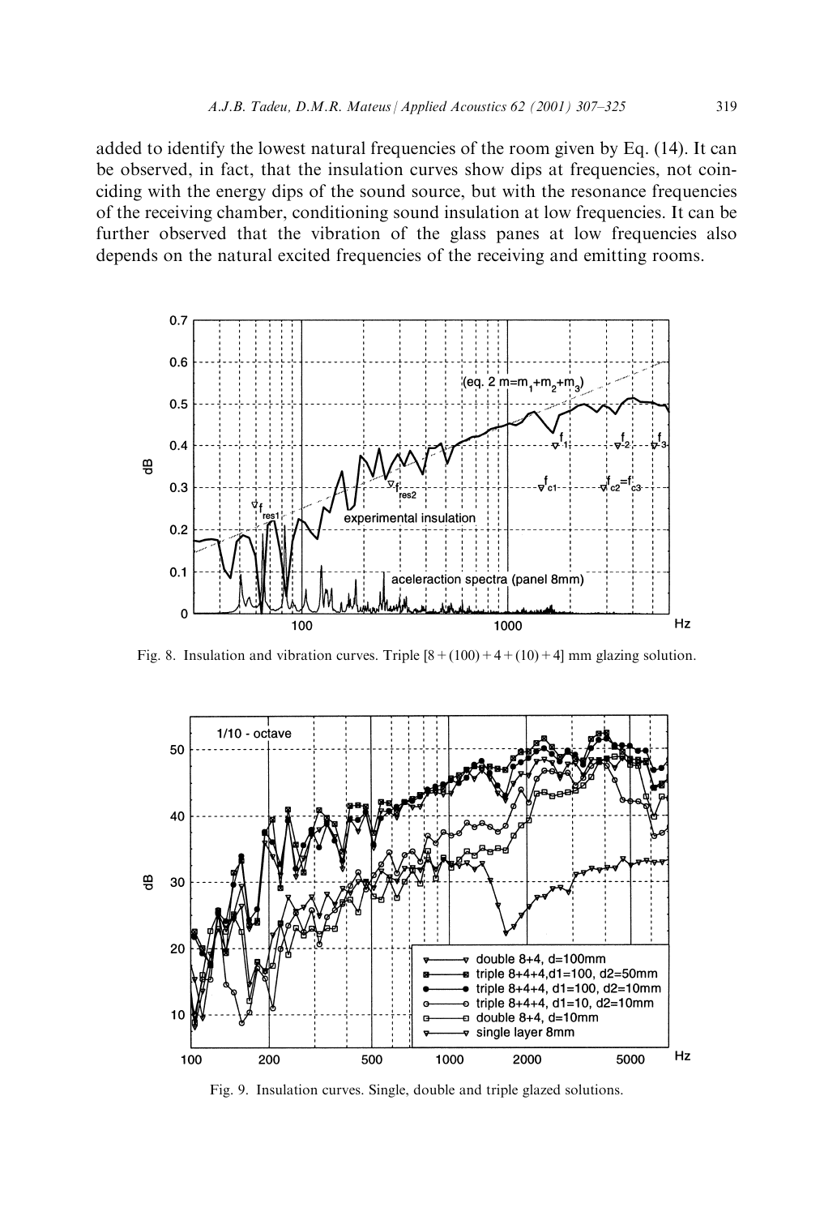added to identify the lowest natural frequencies of the room given by Eq. (14). It can be observed, in fact, that the insulation curves show dips at frequencies, not coinciding with the energy dips of the sound source, but with the resonance frequencies of the receiving chamber, conditioning sound insulation at low frequencies. It can be further observed that the vibration of the glass panes at low frequencies also depends on the natural excited frequencies of the receiving and emitting rooms.

Fig. 8. Insulation and vibration curves. Triple [8 + (100) + 4 + (10) + 4] mm glazing solution.

Fig. 9. Insulation curves. Single, double and triple glazed solutions.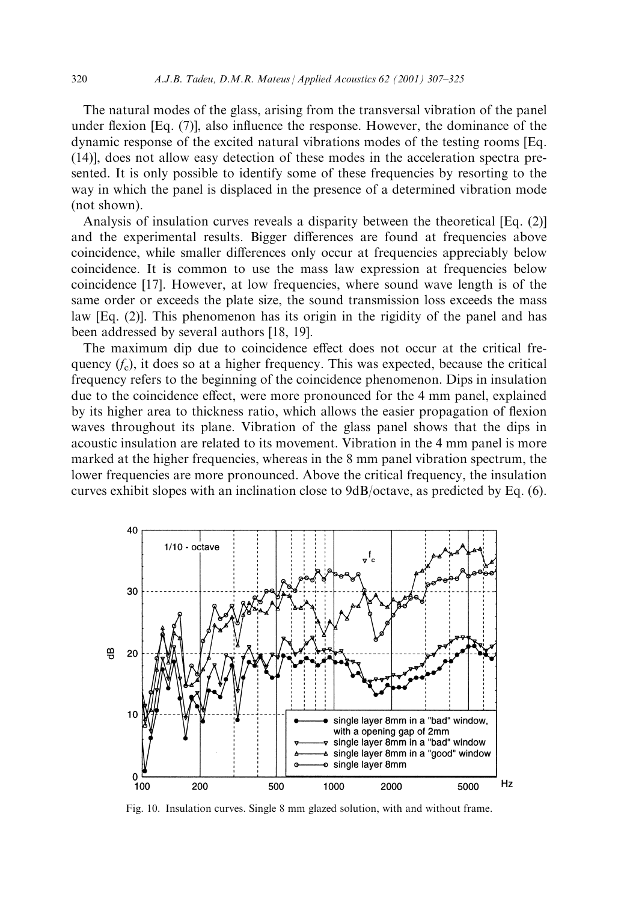The natural modes of the glass, arising from the transversal vibration of the panel under flexion [Eq. (7)], also influence the response. However, the dominance of the dynamic response of the excited natural vibrations modes of the testing rooms [Eq. (14)], does not allow easy detection of these modes in the acceleration spectra presented. It is only possible to identify some of these frequencies by resorting to the way in which the panel is displaced in the presence of a determined vibration mode (not shown).

Analysis of insulation curves reveals a disparity between the theoretical [Eq. (2)] and the experimental results. Bigger differences are found at frequencies above coincidence, while smaller differences only occur at frequencies appreciably below coincidence. It is common to use the mass law expression at frequencies below coincidence [17]. However, at low frequencies, where sound wave length is of the same order or exceeds the plate size, the sound transmission loss exceeds the mass law [Eq. (2)]. This phenomenon has its origin in the rigidity of the panel and has been addressed by several authors [18, 19].

The maximum dip due to coincidence effect does not occur at the critical frequency ($f_c$), it does so at a higher frequency. This was expected, because the critical frequency refers to the beginning of the coincidence phenomenon. Dips in insulation due to the coincidence effect, were more pronounced for the 4 mm panel, explained by its higher area to thickness ratio, which allows the easier propagation of flexion waves throughout its plane. Vibration of the glass panel shows that the dips in acoustic insulation are related to its movement. Vibration in the 4 mm panel is more marked at the higher frequencies, whereas in the 8 mm panel vibration spectrum, the lower frequencies are more pronounced. Above the critical frequency, the insulation curves exhibit slopes with an inclination close to 9dB/octave, as predicted by Eq. (6).

Fig. 10. Insulation curves. Single 8 mm glazed solution, with and without frame.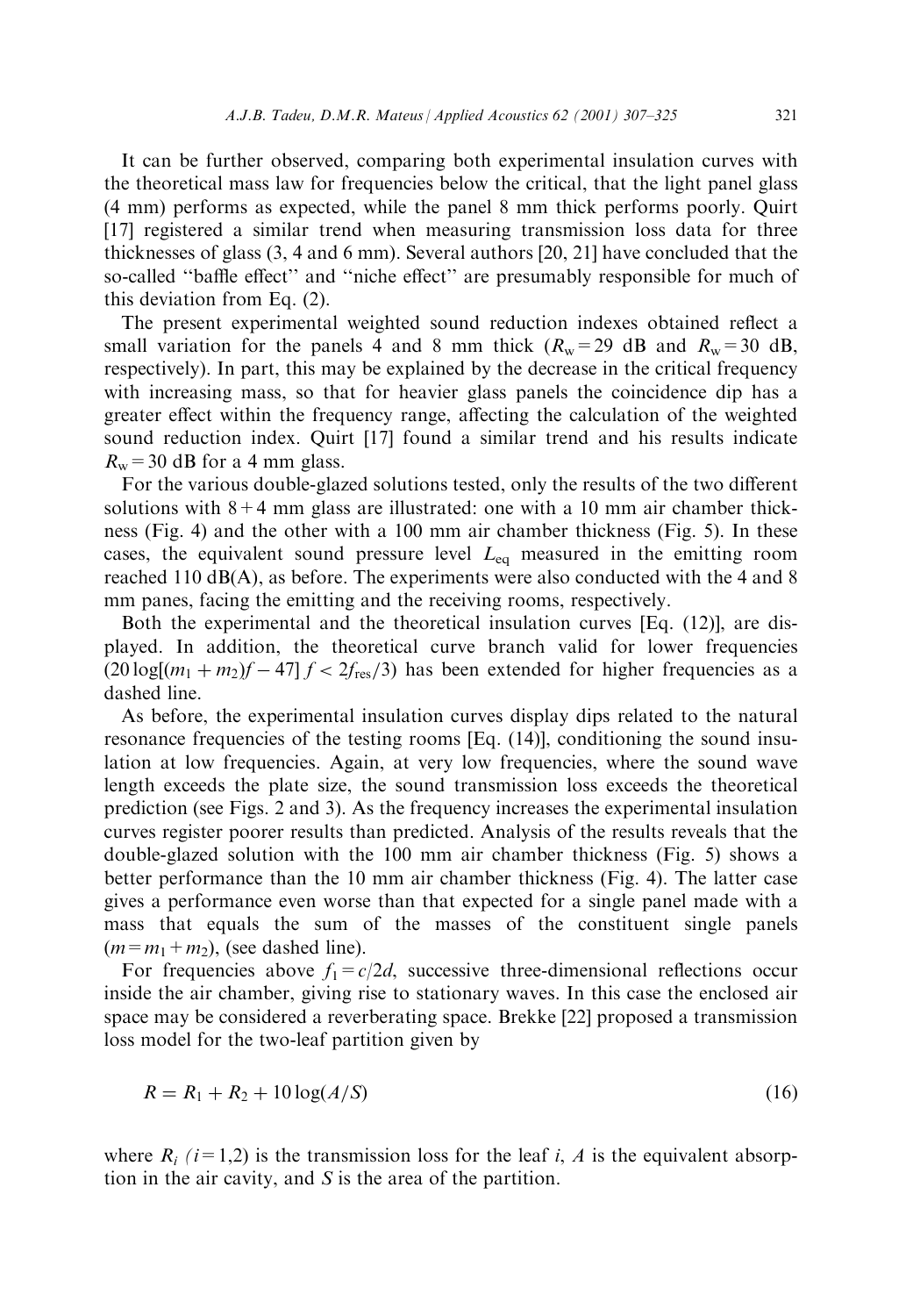It can be further observed, comparing both experimental insulation curves with the theoretical mass law for frequencies below the critical, that the light panel glass (4 mm) performs as expected, while the panel 8 mm thick performs poorly. Quirt [17] registered a similar trend when measuring transmission loss data for three thicknesses of glass (3, 4 and 6 mm). Several authors [20, 21] have concluded that the so-called "baffle effect" and "niche effect" are presumably responsible for much of this deviation from Eq. (2).

The present experimental weighted sound reduction indexes obtained reflect a small variation for the panels 4 and 8 mm thick ($R_w = 29$ dB and $R_w = 30$ dB, respectively). In part, this may be explained by the decrease in the critical frequency with increasing mass, so that for heavier glass panels the coincidence dip has a greater effect within the frequency range, affecting the calculation of the weighted sound reduction index. Quirt [17] found a similar trend and his results indicate $R_w = 30$ dB for a 4 mm glass.

For the various double-glazed solutions tested, only the results of the two different solutions with 8+4 mm glass are illustrated: one with a 10 mm air chamber thickness (Fig. 4) and the other with a 100 mm air chamber thickness (Fig. 5). In these cases, the equivalent sound pressure level $L_{eq}$ measured in the emitting room reached 110 dB(A), as before. The experiments were also conducted with the 4 and 8 mm panes, facing the emitting and the receiving rooms, respectively.

Both the experimental and the theoretical insulation curves [Eq. (12)], are displayed. In addition, the theoretical curve branch valid for lower frequencies $(20\log[(m_1 + m_2)f - 47]\ f < 2f_{res}/3)$ has been extended for higher frequencies as a dashed line.

As before, the experimental insulation curves display dips related to the natural resonance frequencies of the testing rooms [Eq. (14)], conditioning the sound insulation at low frequencies. Again, at very low frequencies, where the sound wave length exceeds the plate size, the sound transmission loss exceeds the theoretical prediction (see Figs. 2 and 3). As the frequency increases the experimental insulation curves register poorer results than predicted. Analysis of the results reveals that the double-glazed solution with the 100 mm air chamber thickness (Fig. 5) shows a better performance than the 10 mm air chamber thickness (Fig. 4). The latter case gives a performance even worse than that expected for a single panel made with a mass that equals the sum of the masses of the constituent single panels ($m = m_1 + m_2$), (see dashed line).

For frequencies above $f_1 = c/2d$, successive three-dimensional reflections occur inside the air chamber, giving rise to stationary waves. In this case the enclosed air space may be considered a reverberating space. Brekke [22] proposed a transmission loss model for the two-leaf partition given by

$$R = R_1 + R_2 + 10\log(A/S) \tag{16}$$

where $R_i$ ($i = 1,2$) is the transmission loss for the leaf $i$, $A$ is the equivalent absorption in the air cavity, and $S$ is the area of the partition.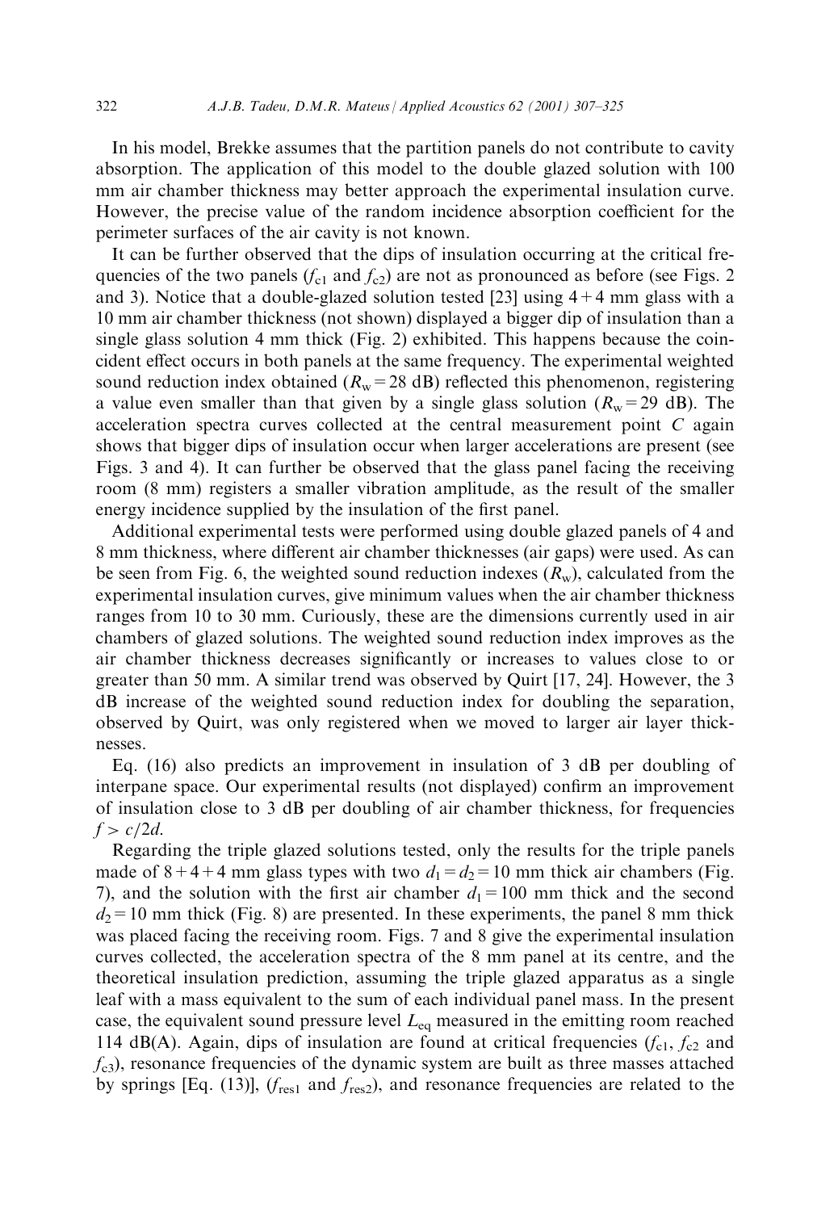In his model, Brekke assumes that the partition panels do not contribute to cavity absorption. The application of this model to the double glazed solution with 100 mm air chamber thickness may better approach the experimental insulation curve. However, the precise value of the random incidence absorption coefficient for the perimeter surfaces of the air cavity is not known.

It can be further observed that the dips of insulation occurring at the critical frequencies of the two panels ($f_{c1}$ and $f_{c2}$) are not as pronounced as before (see Figs. 2 and 3). Notice that a double-glazed solution tested [23] using 4+4 mm glass with a 10 mm air chamber thickness (not shown) displayed a bigger dip of insulation than a single glass solution 4 mm thick (Fig. 2) exhibited. This happens because the coincident effect occurs in both panels at the same frequency. The experimental weighted sound reduction index obtained ($R_w = 28$ dB) reflected this phenomenon, registering a value even smaller than that given by a single glass solution ($R_w = 29$ dB). The acceleration spectra curves collected at the central measurement point $C$ again shows that bigger dips of insulation occur when larger accelerations are present (see Figs. 3 and 4). It can further be observed that the glass panel facing the receiving room (8 mm) registers a smaller vibration amplitude, as the result of the smaller energy incidence supplied by the insulation of the first panel.

Additional experimental tests were performed using double glazed panels of 4 and 8 mm thickness, where different air chamber thicknesses (air gaps) were used. As can be seen from Fig. 6, the weighted sound reduction indexes ($R_w$), calculated from the experimental insulation curves, give minimum values when the air chamber thickness ranges from 10 to 30 mm. Curiously, these are the dimensions currently used in air chambers of glazed solutions. The weighted sound reduction index improves as the air chamber thickness decreases significantly or increases to values close to or greater than 50 mm. A similar trend was observed by Quirt [17, 24]. However, the 3 dB increase of the weighted sound reduction index for doubling the separation, observed by Quirt, was only registered when we moved to larger air layer thicknesses.

Eq. (16) also predicts an improvement in insulation of 3 dB per doubling of interpane space. Our experimental results (not displayed) confirm an improvement of insulation close to 3 dB per doubling of air chamber thickness, for frequencies $f > c/2d$.

Regarding the triple glazed solutions tested, only the results for the triple panels made of 8+4+4 mm glass types with two $d_1 = d_2 = 10$ mm thick air chambers (Fig. 7), and the solution with the first air chamber $d_1 = 100$ mm thick and the second $d_2 = 10$ mm thick (Fig. 8) are presented. In these experiments, the panel 8 mm thick was placed facing the receiving room. Figs. 7 and 8 give the experimental insulation curves collected, the acceleration spectra of the 8 mm panel at its centre, and the theoretical insulation prediction, assuming the triple glazed apparatus as a single leaf with a mass equivalent to the sum of each individual panel mass. In the present case, the equivalent sound pressure level $L_{eq}$ measured in the emitting room reached 114 dB(A). Again, dips of insulation are found at critical frequencies ($f_{c1}$, $f_{c2}$ and $f_{c3}$), resonance frequencies of the dynamic system are built as three masses attached by springs [Eq. (13)], ($f_{res1}$ and $f_{res2}$), and resonance frequencies are related to the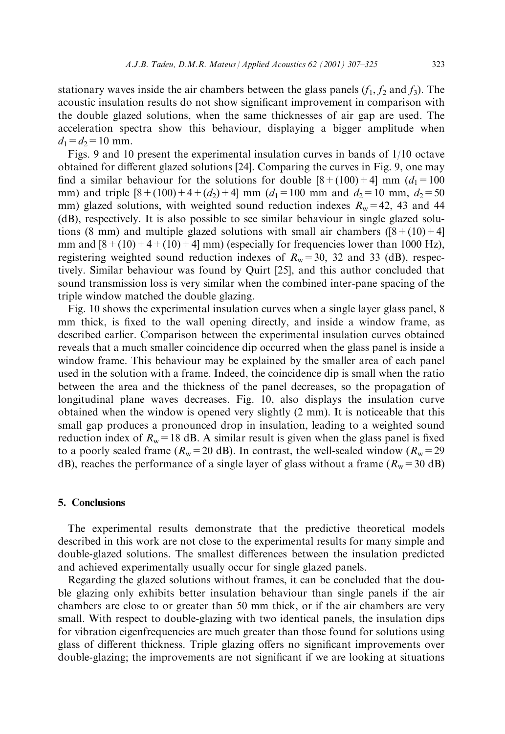stationary waves inside the air chambers between the glass panels ($f_1$, $f_2$ and $f_3$). The acoustic insulation results do not show significant improvement in comparison with the double glazed solutions, when the same thicknesses of air gap are used. The acceleration spectra show this behaviour, displaying a bigger amplitude when $d_1 = d_2 = 10$ mm.

Figs. 9 and 10 present the experimental insulation curves in bands of 1/10 octave obtained for different glazed solutions [24]. Comparing the curves in Fig. 9, one may find a similar behaviour for the solutions for double [8 + (100) + 4] mm ($d_1 = 100$ mm) and triple [8 + (100) + 4 + ($d_2$) + 4] mm ($d_1 = 100$ mm and $d_2 = 10$ mm, $d_2 = 50$ mm) glazed solutions, with weighted sound reduction indexes $R_w = 42$, 43 and 44 (dB), respectively. It is also possible to see similar behaviour in single glazed solutions (8 mm) and multiple glazed solutions with small air chambers ([8 + (10) + 4] mm and [8 + (10) + 4 + (10) + 4] mm) (especially for frequencies lower than 1000 Hz), registering weighted sound reduction indexes of $R_w = 30$, 32 and 33 (dB), respectively. Similar behaviour was found by Quirt [25], and this author concluded that sound transmission loss is very similar when the combined inter-pane spacing of the triple window matched the double glazing.

Fig. 10 shows the experimental insulation curves when a single layer glass panel, 8 mm thick, is fixed to the wall opening directly, and inside a window frame, as described earlier. Comparison between the experimental insulation curves obtained reveals that a much smaller coincidence dip occurred when the glass panel is inside a window frame. This behaviour may be explained by the smaller area of each panel used in the solution with a frame. Indeed, the coincidence dip is small when the ratio between the area and the thickness of the panel decreases, so the propagation of longitudinal plane waves decreases. Fig. 10, also displays the insulation curve obtained when the window is opened very slightly (2 mm). It is noticeable that this small gap produces a pronounced drop in insulation, leading to a weighted sound reduction index of $R_w = 18$ dB. A similar result is given when the glass panel is fixed to a poorly sealed frame ($R_w = 20$ dB). In contrast, the well-sealed window ($R_w = 29$ dB), reaches the performance of a single layer of glass without a frame ($R_w = 30$ dB)

## 5. Conclusions

The experimental results demonstrate that the predictive theoretical models described in this work are not close to the experimental results for many simple and double-glazed solutions. The smallest differences between the insulation predicted and achieved experimentally usually occur for single glazed panels.

Regarding the glazed solutions without frames, it can be concluded that the double glazing only exhibits better insulation behaviour than single panels if the air chambers are close to or greater than 50 mm thick, or if the air chambers are very small. With respect to double-glazing with two identical panels, the insulation dips for vibration eigenfrequencies are much greater than those found for solutions using glass of different thickness. Triple glazing offers no significant improvements over double-glazing; the improvements are not significant if we are looking at situations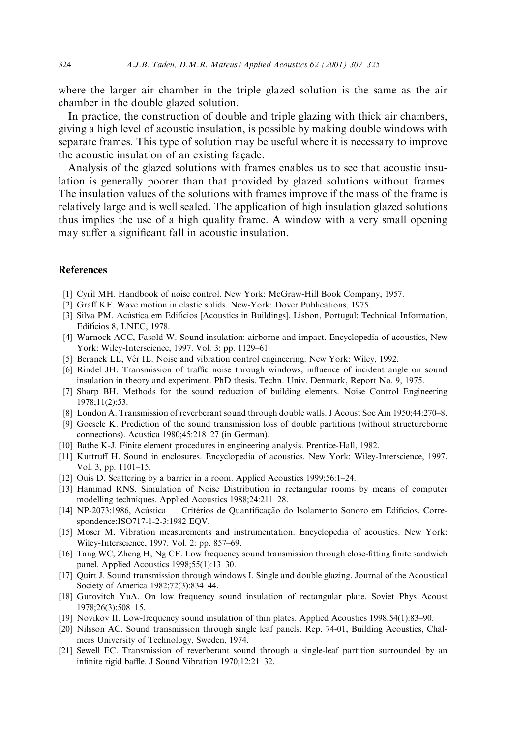where the larger air chamber in the triple glazed solution is the same as the air chamber in the double glazed solution.

In practice, the construction of double and triple glazing with thick air chambers, giving a high level of acoustic insulation, is possible by making double windows with separate frames. This type of solution may be useful where it is necessary to improve the acoustic insulation of an existing façade.

Analysis of the glazed solutions with frames enables us to see that acoustic insulation is generally poorer than that provided by glazed solutions without frames. The insulation values of the solutions with frames improve if the mass of the frame is relatively large and is well sealed. The application of high insulation glazed solutions thus implies the use of a high quality frame. A window with a very small opening may suffer a significant fall in acoustic insulation.

## References

[1] Cyril MH. Handbook of noise control. New York: McGraw-Hill Book Company, 1957.

[2] Graff KF. Wave motion in elastic solids. New-York: Dover Publications, 1975.

[3] Silva PM. Acústica em Edifícios [Acoustics in Buildings]. Lisbon, Portugal: Technical Information, Edifícios 8, LNEC, 1978.

[4] Warnock ACC, Fasold W. Sound insulation: airborne and impact. Encyclopedia of acoustics, New York: Wiley-Interscience, 1997. Vol. 3: pp. 1129–61.

[5] Beranek LL, Vér IL. Noise and vibration control engineering. New York: Wiley, 1992.

[6] Rindel JH. Transmission of traffic noise through windows, influence of incident angle on sound insulation in theory and experiment. PhD thesis. Techn. Univ. Denmark, Report No. 9, 1975.

[7] Sharp BH. Methods for the sound reduction of building elements. Noise Control Engineering 1978;11(2):53.

[8] London A. Transmission of reverberant sound through double walls. J Acoust Soc Am 1950;44:270–8.

[9] Goesele K. Prediction of the sound transmission loss of double partitions (without structureborne connections). Acustica 1980;45:218–27 (in German).

[10] Bathe K-J. Finite element procedures in engineering analysis. Prentice-Hall, 1982.

[11] Kuttruff H. Sound in enclosures. Encyclopedia of acoustics. New York: Wiley-Interscience, 1997. Vol. 3, pp. 1101–15.

[12] Ouis D. Scattering by a barrier in a room. Applied Acoustics 1999;56:1–24.

[13] Hammad RNS. Simulation of Noise Distribution in rectangular rooms by means of computer modelling techniques. Applied Acoustics 1988;24:211–28.

[14] NP-2073:1986, Acústica — Critérios de Quantificação do Isolamento Sonoro em Edificios. Correspondence:ISO717-1-2-3:1982 EQV.

[15] Moser M. Vibration measurements and instrumentation. Encyclopedia of acoustics. New York: Wiley-Interscience, 1997. Vol. 2: pp. 857–69.

[16] Tang WC, Zheng H, Ng CF. Low frequency sound transmission through close-fitting finite sandwich panel. Applied Acoustics 1998;55(1):13–30.

[17] Quirt J. Sound transmission through windows I. Single and double glazing. Journal of the Acoustical Society of America 1982;72(3):834–44.

[18] Gurovitch YuA. On low frequency sound insulation of rectangular plate. Soviet Phys Acoust 1978;26(3):508–15.

[19] Novikov II. Low-frequency sound insulation of thin plates. Applied Acoustics 1998;54(1):83–90.

[20] Nilsson AC. Sound transmission through single leaf panels. Rep. 74-01, Building Acoustics, Chalmers University of Technology, Sweden, 1974.

[21] Sewell EC. Transmission of reverberant sound through a single-leaf partition surrounded by an infinite rigid baffle. J Sound Vibration 1970;12:21–32.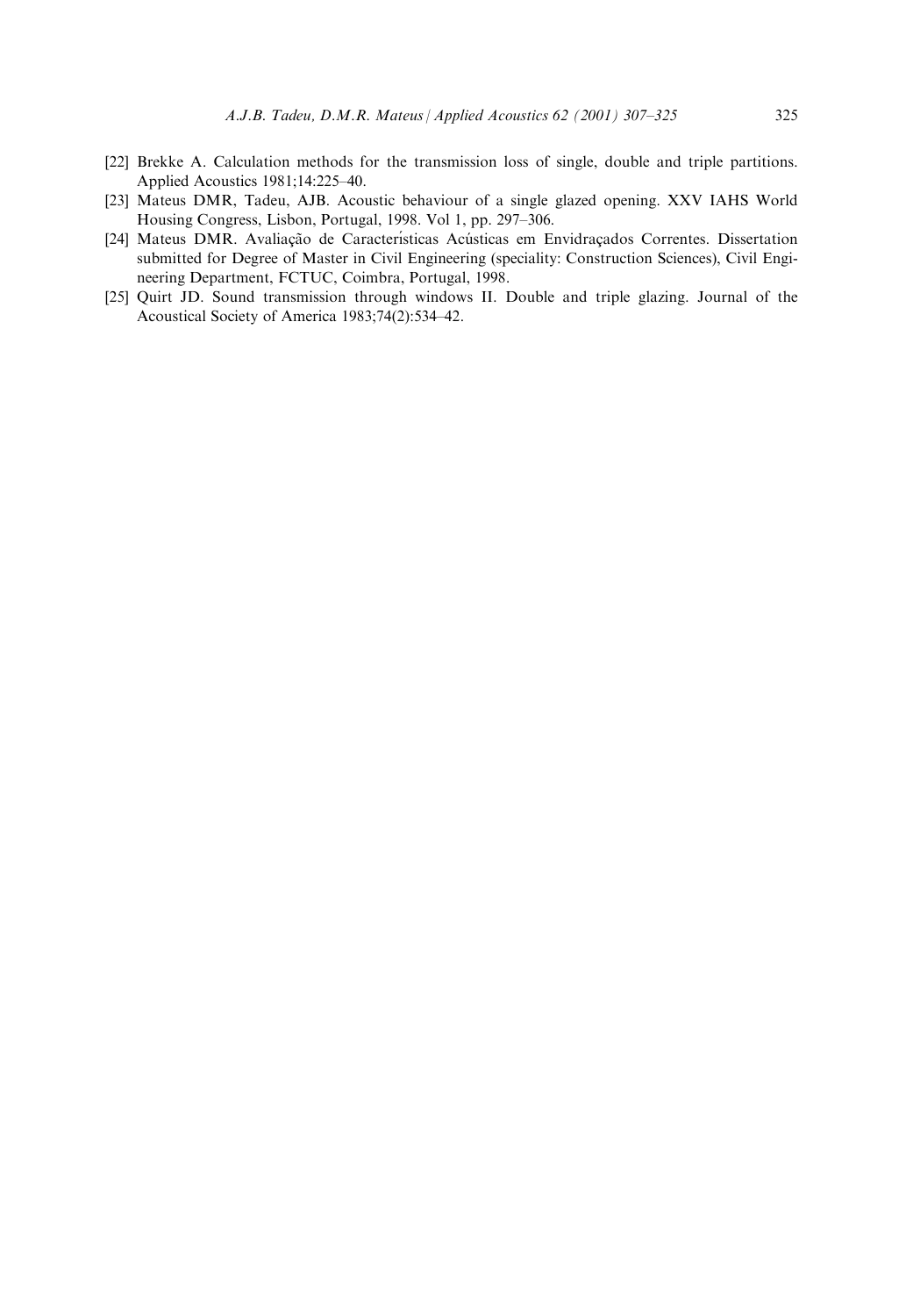[22] Brekke A. Calculation methods for the transmission loss of single, double and triple partitions. Applied Acoustics 1981;14:225–40.

[23] Mateus DMR, Tadeu, AJB. Acoustic behaviour of a single glazed opening. XXV IAHS World Housing Congress, Lisbon, Portugal, 1998. Vol 1, pp. 297–306.

[24] Mateus DMR. Avaliação de Características Acústicas em Envidraçados Correntes. Dissertation submitted for Degree of Master in Civil Engineering (speciality: Construction Sciences), Civil Engineering Department, FCTUC, Coimbra, Portugal, 1998.

[25] Quirt JD. Sound transmission through windows II. Double and triple glazing. Journal of the Acoustical Society of America 1983;74(2):534–42.